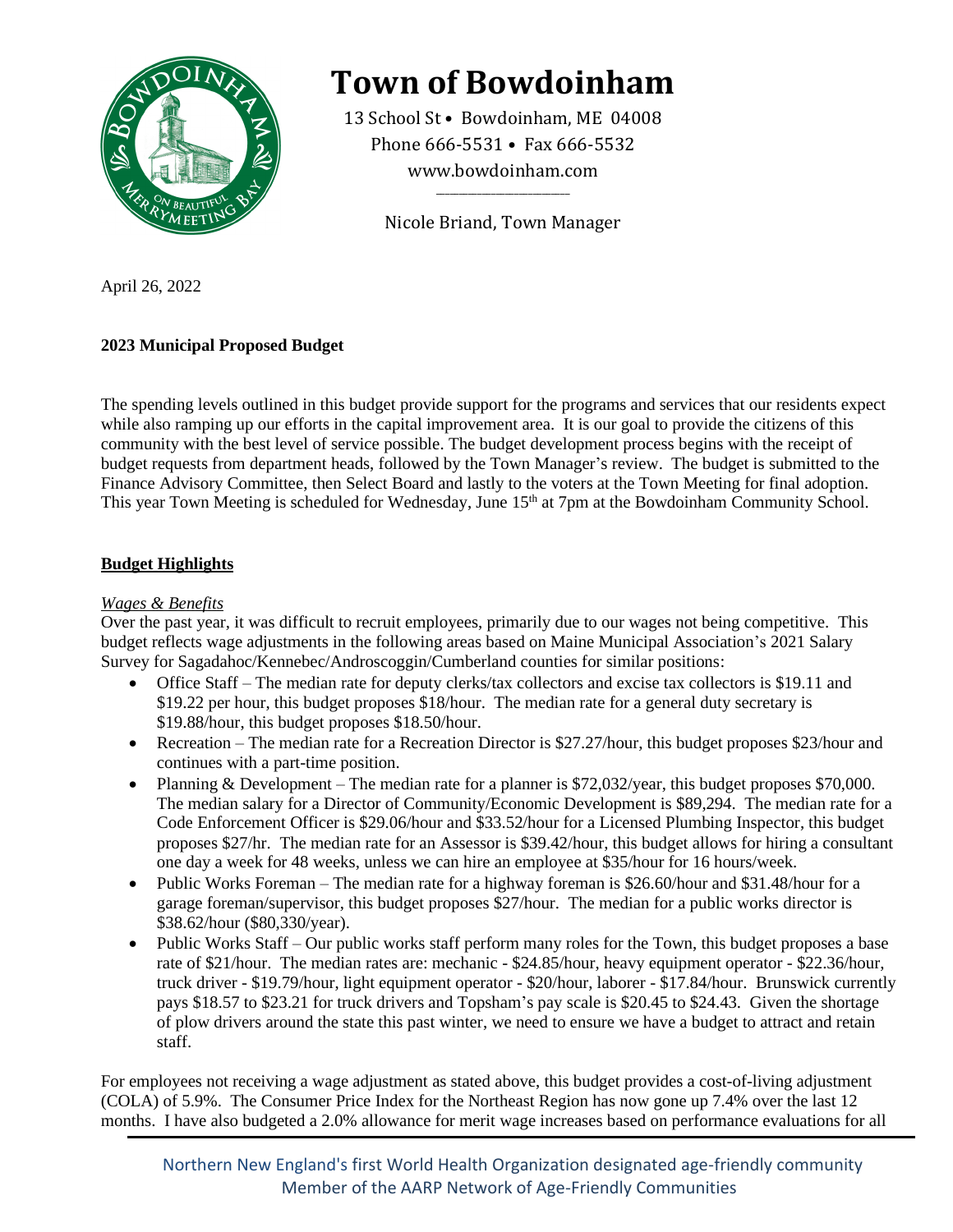# Town of Bowdoinham

13 School St • Bowdoinham, ME 04008
Phone 666-5531 • Fax 666-5532
www.bowdoinham.com

Nicole Briand, Town Manager

April 26, 2022

**2023 Municipal Proposed Budget**

The spending levels outlined in this budget provide support for the programs and services that our residents expect while also ramping up our efforts in the capital improvement area. It is our goal to provide the citizens of this community with the best level of service possible. The budget development process begins with the receipt of budget requests from department heads, followed by the Town Manager's review. The budget is submitted to the Finance Advisory Committee, then Select Board and lastly to the voters at the Town Meeting for final adoption. This year Town Meeting is scheduled for Wednesday, June 15th at 7pm at the Bowdoinham Community School.

## Budget Highlights

*Wages & Benefits*

Over the past year, it was difficult to recruit employees, primarily due to our wages not being competitive. This budget reflects wage adjustments in the following areas based on Maine Municipal Association's 2021 Salary Survey for Sagadahoc/Kennebec/Androscoggin/Cumberland counties for similar positions:

- Office Staff – The median rate for deputy clerks/tax collectors and excise tax collectors is $19.11 and $19.22 per hour, this budget proposes $18/hour. The median rate for a general duty secretary is $19.88/hour, this budget proposes $18.50/hour.
- Recreation – The median rate for a Recreation Director is $27.27/hour, this budget proposes $23/hour and continues with a part-time position.
- Planning & Development – The median rate for a planner is $72,032/year, this budget proposes $70,000. The median salary for a Director of Community/Economic Development is $89,294. The median rate for a Code Enforcement Officer is $29.06/hour and $33.52/hour for a Licensed Plumbing Inspector, this budget proposes $27/hr. The median rate for an Assessor is $39.42/hour, this budget allows for hiring a consultant one day a week for 48 weeks, unless we can hire an employee at $35/hour for 16 hours/week.
- Public Works Foreman – The median rate for a highway foreman is $26.60/hour and $31.48/hour for a garage foreman/supervisor, this budget proposes $27/hour. The median for a public works director is $38.62/hour ($80,330/year).
- Public Works Staff – Our public works staff perform many roles for the Town, this budget proposes a base rate of $21/hour. The median rates are: mechanic - $24.85/hour, heavy equipment operator - $22.36/hour, truck driver - $19.79/hour, light equipment operator - $20/hour, laborer - $17.84/hour. Brunswick currently pays $18.57 to $23.21 for truck drivers and Topsham's pay scale is $20.45 to $24.43. Given the shortage of plow drivers around the state this past winter, we need to ensure we have a budget to attract and retain staff.

For employees not receiving a wage adjustment as stated above, this budget provides a cost-of-living adjustment (COLA) of 5.9%. The Consumer Price Index for the Northeast Region has now gone up 7.4% over the last 12 months. I have also budgeted a 2.0% allowance for merit wage increases based on performance evaluations for all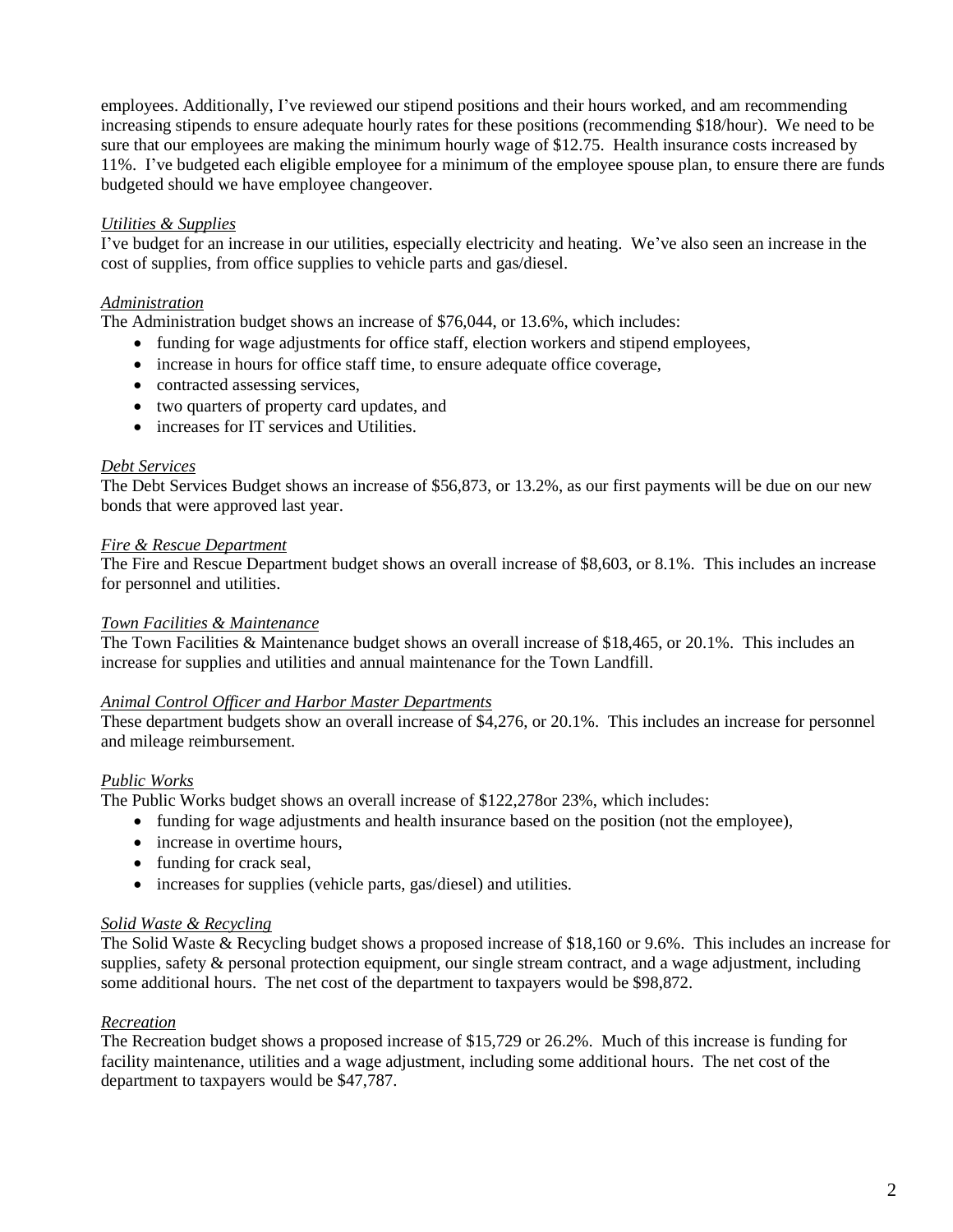employees. Additionally, I've reviewed our stipend positions and their hours worked, and am recommending increasing stipends to ensure adequate hourly rates for these positions (recommending $18/hour). We need to be sure that our employees are making the minimum hourly wage of $12.75. Health insurance costs increased by 11%. I've budgeted each eligible employee for a minimum of the employee spouse plan, to ensure there are funds budgeted should we have employee changeover.

*Utilities & Supplies*

I've budget for an increase in our utilities, especially electricity and heating. We've also seen an increase in the cost of supplies, from office supplies to vehicle parts and gas/diesel.

*Administration*

The Administration budget shows an increase of $76,044, or 13.6%, which includes:

- funding for wage adjustments for office staff, election workers and stipend employees,
- increase in hours for office staff time, to ensure adequate office coverage,
- contracted assessing services,
- two quarters of property card updates, and
- increases for IT services and Utilities.

*Debt Services*

The Debt Services Budget shows an increase of $56,873, or 13.2%, as our first payments will be due on our new bonds that were approved last year.

*Fire & Rescue Department*

The Fire and Rescue Department budget shows an overall increase of $8,603, or 8.1%. This includes an increase for personnel and utilities.

*Town Facilities & Maintenance*

The Town Facilities & Maintenance budget shows an overall increase of $18,465, or 20.1%. This includes an increase for supplies and utilities and annual maintenance for the Town Landfill.

*Animal Control Officer and Harbor Master Departments*

These department budgets show an overall increase of $4,276, or 20.1%. This includes an increase for personnel and mileage reimbursement.

*Public Works*

The Public Works budget shows an overall increase of $122,278or 23%, which includes:

- funding for wage adjustments and health insurance based on the position (not the employee),
- increase in overtime hours,
- funding for crack seal,
- increases for supplies (vehicle parts, gas/diesel) and utilities.

*Solid Waste & Recycling*

The Solid Waste & Recycling budget shows a proposed increase of $18,160 or 9.6%. This includes an increase for supplies, safety & personal protection equipment, our single stream contract, and a wage adjustment, including some additional hours. The net cost of the department to taxpayers would be $98,872.

*Recreation*

The Recreation budget shows a proposed increase of $15,729 or 26.2%. Much of this increase is funding for facility maintenance, utilities and a wage adjustment, including some additional hours. The net cost of the department to taxpayers would be $47,787.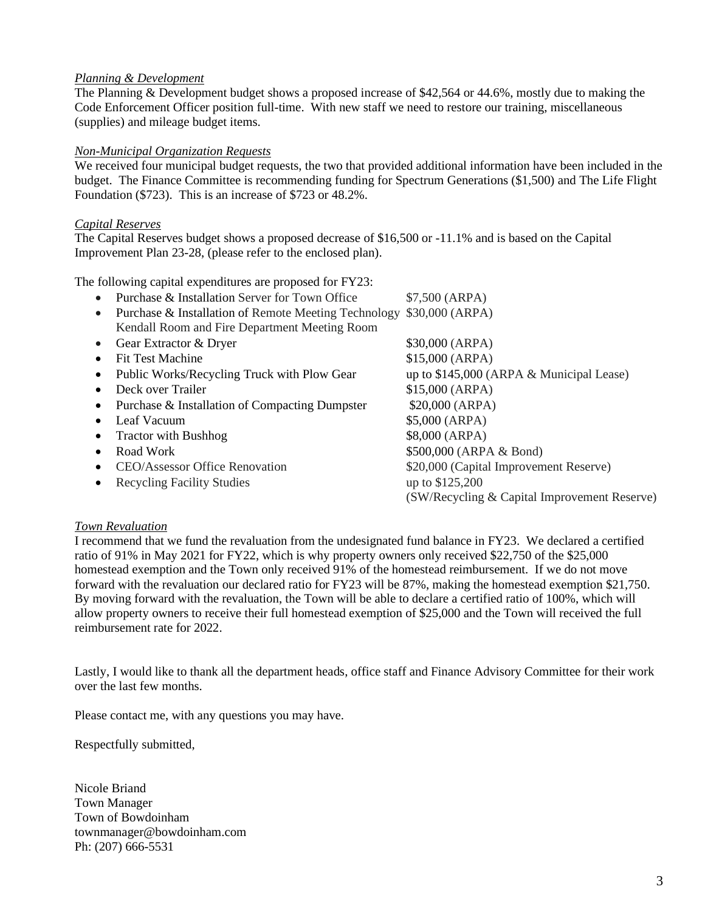*Planning & Development*

The Planning & Development budget shows a proposed increase of $42,564 or 44.6%, mostly due to making the Code Enforcement Officer position full-time. With new staff we need to restore our training, miscellaneous (supplies) and mileage budget items.

*Non-Municipal Organization Requests*

We received four municipal budget requests, the two that provided additional information have been included in the budget. The Finance Committee is recommending funding for Spectrum Generations ($1,500) and The Life Flight Foundation ($723). This is an increase of $723 or 48.2%.

*Capital Reserves*

The Capital Reserves budget shows a proposed decrease of $16,500 or -11.1% and is based on the Capital Improvement Plan 23-28, (please refer to the enclosed plan).

The following capital expenditures are proposed for FY23:

- Purchase & Installation Server for Town Office — $7,500 (ARPA)
- Purchase & Installation of Remote Meeting Technology Kendall Room and Fire Department Meeting Room — $30,000 (ARPA)
- Gear Extractor & Dryer — $30,000 (ARPA)
- Fit Test Machine — $15,000 (ARPA)
- Public Works/Recycling Truck with Plow Gear — up to $145,000 (ARPA & Municipal Lease)
- Deck over Trailer — $15,000 (ARPA)
- Purchase & Installation of Compacting Dumpster — $20,000 (ARPA)
- Leaf Vacuum — $5,000 (ARPA)
- Tractor with Bushhog — $8,000 (ARPA)
- Road Work — $500,000 (ARPA & Bond)
- CEO/Assessor Office Renovation — $20,000 (Capital Improvement Reserve)
- Recycling Facility Studies — up to $125,200 (SW/Recycling & Capital Improvement Reserve)

*Town Revaluation*

I recommend that we fund the revaluation from the undesignated fund balance in FY23. We declared a certified ratio of 91% in May 2021 for FY22, which is why property owners only received $22,750 of the $25,000 homestead exemption and the Town only received 91% of the homestead reimbursement. If we do not move forward with the revaluation our declared ratio for FY23 will be 87%, making the homestead exemption $21,750. By moving forward with the revaluation, the Town will be able to declare a certified ratio of 100%, which will allow property owners to receive their full homestead exemption of $25,000 and the Town will received the full reimbursement rate for 2022.

Lastly, I would like to thank all the department heads, office staff and Finance Advisory Committee for their work over the last few months.

Please contact me, with any questions you may have.

Respectfully submitted,

Nicole Briand
Town Manager
Town of Bowdoinham
townmanager@bowdoinham.com
Ph: (207) 666-5531